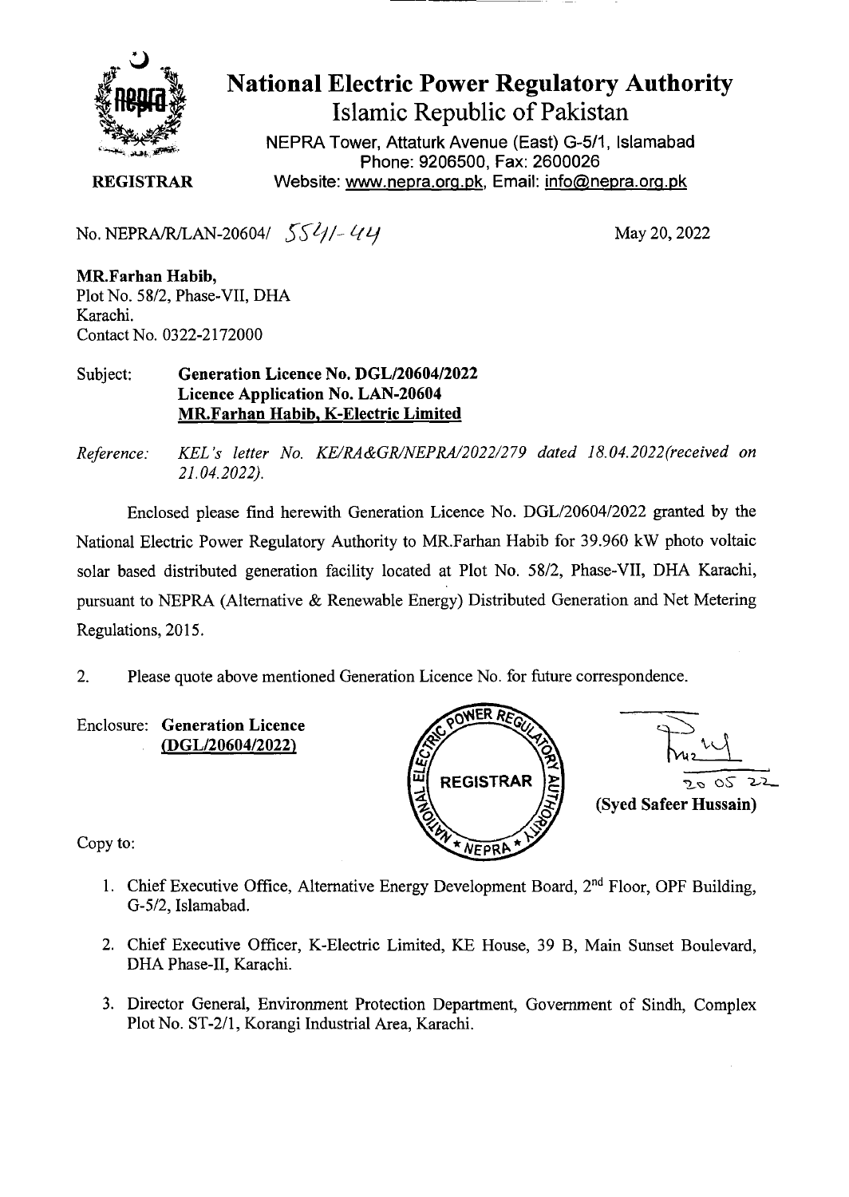# National Electric Power Regulatory Authority

## Islamic Republic of Pakistan

NEPRA Tower, Attaturk Avenue (East) G-5/1, Islamabad
Phone: 9206500, Fax: 2600026
Website: www.nepra.org.pk, Email: info@nepra.org.pk

**REGISTRAR**

No. NEPRA/R/LAN-20604/ 5541-44

May 20, 2022

**MR.Farhan Habib,**
Plot No. 58/2, Phase-VII, DHA
Karachi.
Contact No. 0322-2172000

Subject: **Generation Licence No. DGL/20604/2022**
**Licence Application No. LAN-20604**
**MR.Farhan Habib, K-Electric Limited**

*Reference: KEL's letter No. KE/RA&GR/NEPRA/2022/279 dated 18.04.2022(received on 21.04.2022).*

Enclosed please find herewith Generation Licence No. DGL/20604/2022 granted by the National Electric Power Regulatory Authority to MR.Farhan Habib for 39.960 kW photo voltaic solar based distributed generation facility located at Plot No. 58/2, Phase-VII, DHA Karachi, pursuant to NEPRA (Alternative & Renewable Energy) Distributed Generation and Net Metering Regulations, 2015.

2. Please quote above mentioned Generation Licence No. for future correspondence.

Enclosure: **Generation Licence (DGL/20604/2022)**

20 05 22

**(Syed Safeer Hussain)**

Copy to:

1. Chief Executive Office, Alternative Energy Development Board, 2nd Floor, OPF Building, G-5/2, Islamabad.
2. Chief Executive Officer, K-Electric Limited, KE House, 39 B, Main Sunset Boulevard, DHA Phase-II, Karachi.
3. Director General, Environment Protection Department, Government of Sindh, Complex Plot No. ST-2/1, Korangi Industrial Area, Karachi.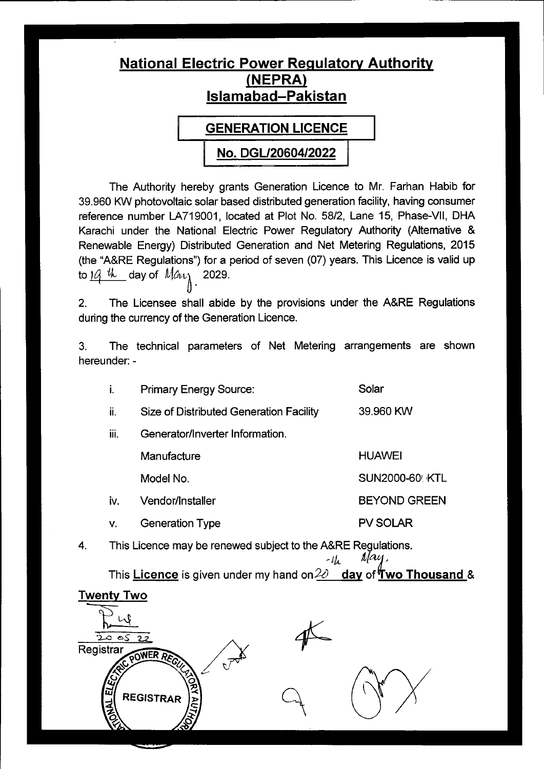# National Electric Power Regulatory Authority (NEPRA) Islamabad–Pakistan

## GENERATION LICENCE

## No. DGL/20604/2022

The Authority hereby grants Generation Licence to Mr. Farhan Habib for 39.960 KW photovoltaic solar based distributed generation facility, having consumer reference number LA719001, located at Plot No. 58/2, Lane 15, Phase-VII, DHA Karachi under the National Electric Power Regulatory Authority (Alternative & Renewable Energy) Distributed Generation and Net Metering Regulations, 2015 (the "A&RE Regulations") for a period of seven (07) years. This Licence is valid up to 19th day of May, 2029.

2. The Licensee shall abide by the provisions under the A&RE Regulations during the currency of the Generation Licence.

3. The technical parameters of Net Metering arrangements are shown hereunder: -

| | | |
|---|---|---|
| i. | Primary Energy Source: | Solar |
| ii. | Size of Distributed Generation Facility | 39.960 KW |
| iii. | Generator/Inverter Information. | |
| | Manufacture | HUAWEI |
| | Model No. | SUN2000-60KTL |
| iv. | Vendor/Installer | BEYOND GREEN |
| v. | Generation Type | PV SOLAR |

4. This Licence may be renewed subject to the A&RE Regulations.

This **Licence** is given under my hand on 20th **day** of May, **Two Thousand** & **Twenty Two**

20 05 22

Registrar

REGISTRAR